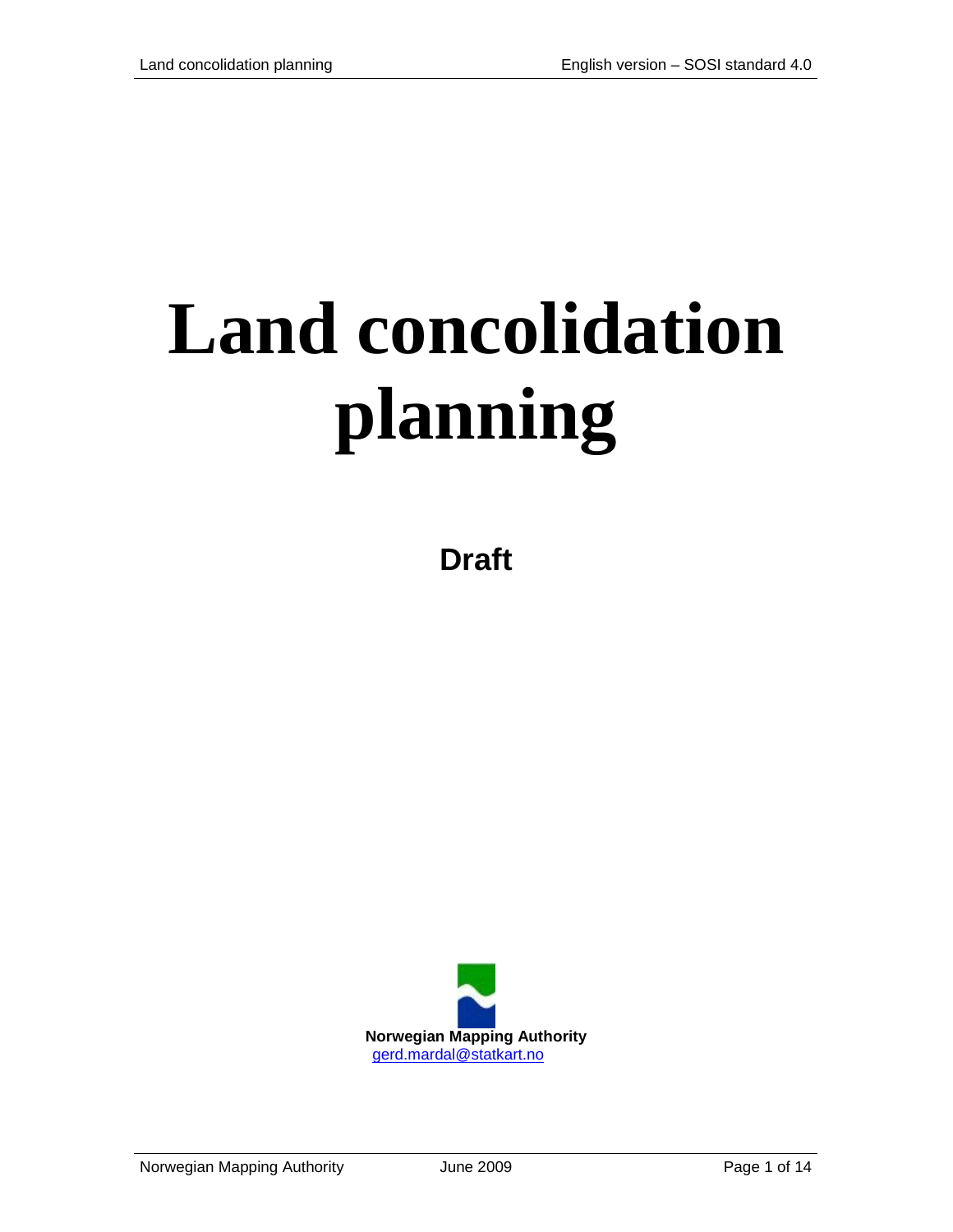# Land concolidation planning

**Draft**

**Norwegian Mapping Authority**
gerd.mardal@statkart.no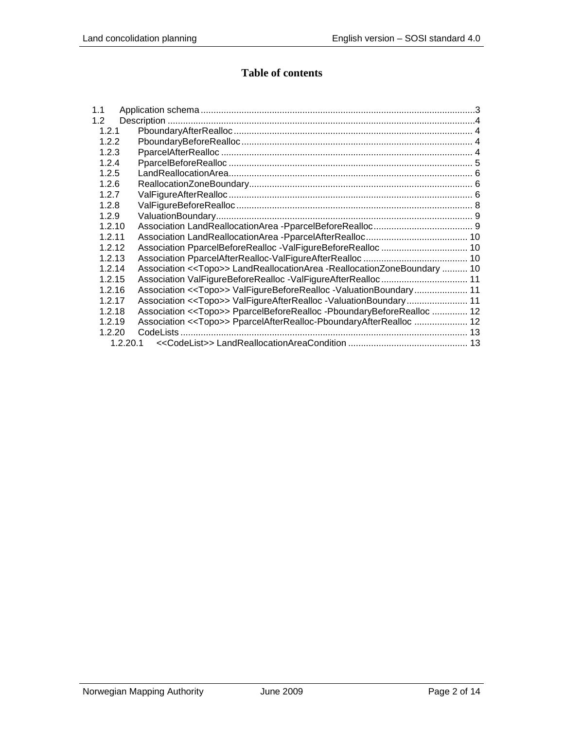# Table of contents

- 1.1 Application schema ... 3
- 1.2 Description ... 4
  - 1.2.1 PboundaryAfterRealloc ... 4
  - 1.2.2 PboundaryBeforeRealloc ... 4
  - 1.2.3 PparcelAfterRealloc ... 4
  - 1.2.4 PparcelBeforeRealloc ... 5
  - 1.2.5 LandReallocationArea ... 6
  - 1.2.6 ReallocationZoneBoundary ... 6
  - 1.2.7 ValFigureAfterRealloc ... 6
  - 1.2.8 ValFigureBeforeRealloc ... 8
  - 1.2.9 ValuationBoundary ... 9
  - 1.2.10 Association LandReallocationArea -PparcelBeforeRealloc ... 9
  - 1.2.11 Association LandReallocationArea -PparcelAfterRealloc ... 10
  - 1.2.12 Association PparcelBeforeRealloc -ValFigureBeforeRealloc ... 10
  - 1.2.13 Association PparcelAfterRealloc-ValFigureAfterRealloc ... 10
  - 1.2.14 Association <<Topo>> LandReallocationArea -ReallocationZoneBoundary ... 10
  - 1.2.15 Association ValFigureBeforeRealloc -ValFigureAfterRealloc ... 11
  - 1.2.16 Association <<Topo>> ValFigureBeforeRealloc -ValuationBoundary ... 11
  - 1.2.17 Association <<Topo>> ValFigureAfterRealloc -ValuationBoundary ... 11
  - 1.2.18 Association <<Topo>> PparcelBeforeRealloc -PboundaryBeforeRealloc ... 12
  - 1.2.19 Association <<Topo>> PparcelAfterRealloc-PboundaryAfterRealloc ... 12
  - 1.2.20 CodeLists ... 13
    - 1.2.20.1 <<CodeList>> LandReallocationAreaCondition ... 13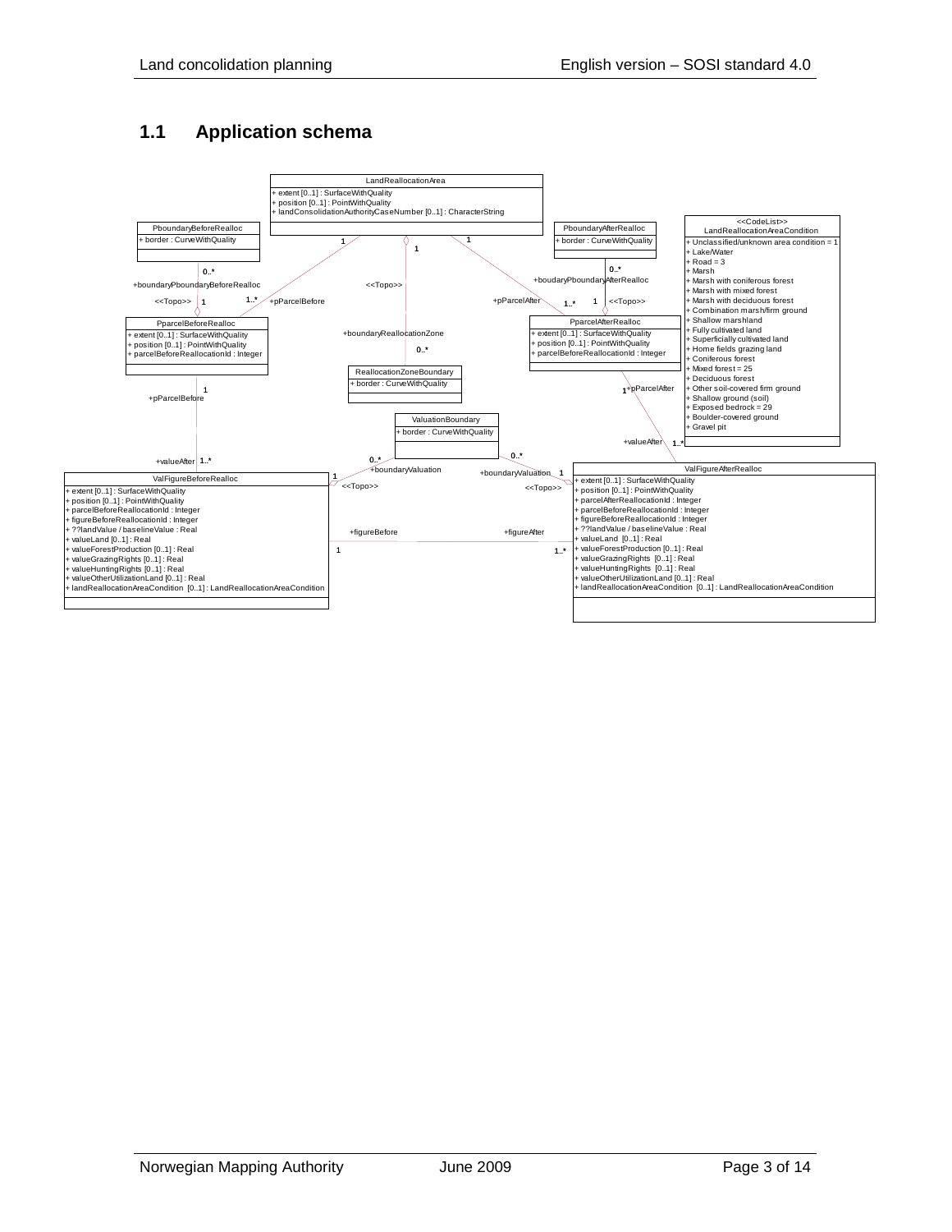## 1.1 Application schema

LandReallocationArea
+ extent [0..1] : SurfaceWithQuality
+ position [0..1] : PointWithQuality
+ landConsolidationAuthorityCaseNumber [0..1] : CharacterString

PboundaryBeforeRealloc
+ border : CurveWithQuality

PboundaryAfterRealloc
+ border : CurveWithQuality

<<CodeList>>
LandReallocationAreaCondition
+ Unclassified/unknown area condition = 1
+ Lake/Water
+ Road = 3
+ Marsh
+ Marsh with coniferous forest
+ Marsh with mixed forest
+ Marsh with deciduous forest
+ Combination marsh/firm ground
+ Shallow marshland
+ Fully cultivated land
+ Superficially cultivated land
+ Home fields grazing land
+ Coniferous forest
+ Mixed forest = 25
+ Deciduous forest
+ Other soil-covered firm ground
+ Shallow ground (soil)
+ Exposed bedrock = 29
+ Boulder-covered ground
+ Gravel pit

PparcelBeforeRealloc
+ extent [0..1] : SurfaceWithQuality
+ position [0..1] : PointWithQuality
+ parcelBeforeReallocationId : Integer

PparcelAfterRealloc
+ extent [0..1] : SurfaceWithQuality
+ position [0..1] : PointWithQuality
+ parcelBeforeReallocationId : Integer

ReallocationZoneBoundary
+ border : CurveWithQuality

ValuationBoundary
+ border : CurveWithQuality

ValFigureBeforeRealloc
+ extent [0..1] : SurfaceWithQuality
+ position [0..1] : PointWithQuality
+ parcelBeforeReallocationId : Integer
+ figureBeforeReallocationId : Integer
+ ??landValue / baselineValue : Real
+ valueLand [0..1] : Real
+ valueForestProduction [0..1] : Real
+ valueGrazingRights [0..1] : Real
+ valueHuntingRights [0..1] : Real
+ valueOtherUtilizationLand [0..1] : Real
+ landReallocationAreaCondition [0..1] : LandReallocationAreaCondition

ValFigureAfterRealloc
+ extent [0..1] : SurfaceWithQuality
+ position [0..1] : PointWithQuality
+ parcelAfterReallocationId : Integer
+ parcelBeforeReallocationId : Integer
+ figureBeforeReallocationId : Integer
+ ??landValue / baselineValue : Real
+ valueLand [0..1] : Real
+ valueForestProduction [0..1] : Real
+ valueGrazingRights [0..1] : Real
+ valueHuntingRights [0..1] : Real
+ valueOtherUtilizationLand [0..1] : Real
+ landReallocationAreaCondition [0..1] : LandReallocationAreaCondition

Associations:
- LandReallocationArea (1) — PparcelBeforeRealloc (1..*, +pParcelBefore)
- LandReallocationArea (1) — PparcelAfterRealloc (1..*, +pParcelAfter)
- LandReallocationArea (1) <<Topo>> — ReallocationZoneBoundary (0..*, +boundaryReallocationZone)
- PparcelBeforeRealloc (1) <<Topo>> — PboundaryBeforeRealloc (0..*, +boundaryPboundaryBeforeRealloc)
- PparcelAfterRealloc (1) <<Topo>> — PboundaryAfterRealloc (0..*, +boudaryPboundaryAfterRealloc)
- PparcelBeforeRealloc (1, +pParcelBefore) — ValFigureBeforeRealloc (1..*, +valueAfter)
- PparcelAfterRealloc (1, +pParcelAfter) — ValFigureAfterRealloc (1..*, +valueAfter)
- ValFigureBeforeRealloc (1) <<Topo>> — ValuationBoundary (0..*, +boundaryValuation)
- ValFigureAfterRealloc (1) <<Topo>> — ValuationBoundary (0..*, +boundaryValuation)
- ValFigureBeforeRealloc (1, +figureBefore) — ValFigureAfterRealloc (1..*, +figureAfter)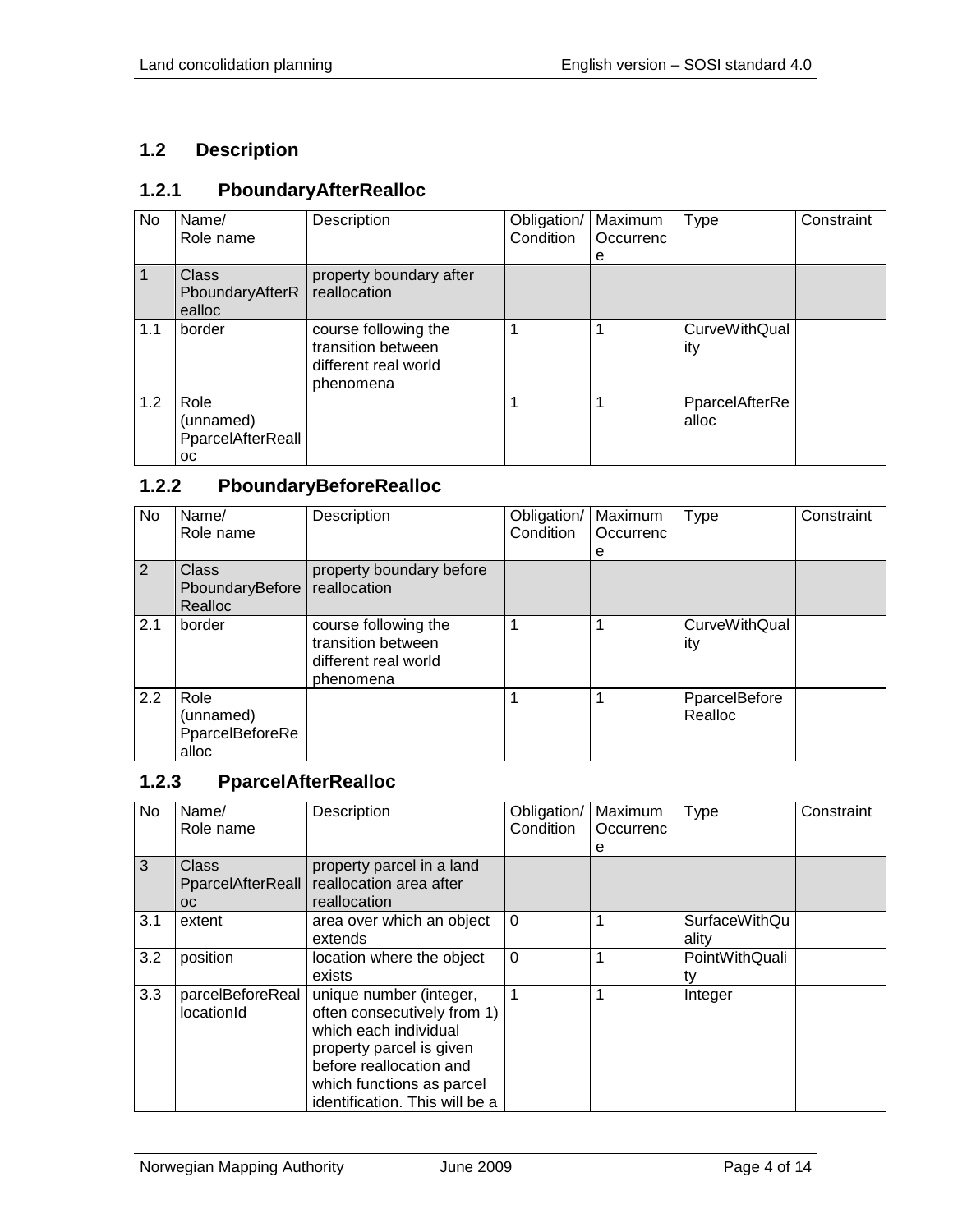## 1.2 Description

### 1.2.1 PboundaryAfterRealloc

| No | Name/ Role name | Description | Obligation/ Condition | Maximum Occurrence | Type | Constraint |
|---|---|---|---|---|---|---|
| 1 | Class PboundaryAfterRealloc | property boundary after reallocation | | | | |
| 1.1 | border | course following the transition between different real world phenomena | 1 | 1 | CurveWithQuality | |
| 1.2 | Role (unnamed) PparcelAfterRealloc | | 1 | 1 | PparcelAfterRealloc | |

### 1.2.2 PboundaryBeforeRealloc

| No | Name/ Role name | Description | Obligation/ Condition | Maximum Occurrence | Type | Constraint |
|---|---|---|---|---|---|---|
| 2 | Class PboundaryBeforeRealloc | property boundary before reallocation | | | | |
| 2.1 | border | course following the transition between different real world phenomena | 1 | 1 | CurveWithQuality | |
| 2.2 | Role (unnamed) PparcelBeforeRealloc | | 1 | 1 | PparcelBeforeRealloc | |

### 1.2.3 PparcelAfterRealloc

| No | Name/ Role name | Description | Obligation/ Condition | Maximum Occurrence | Type | Constraint |
|---|---|---|---|---|---|---|
| 3 | Class PparcelAfterRealloc | property parcel in a land reallocation area after reallocation | | | | |
| 3.1 | extent | area over which an object extends | 0 | 1 | SurfaceWithQuality | |
| 3.2 | position | location where the object exists | 0 | 1 | PointWithQuality | |
| 3.3 | parcelBeforeReallocationId | unique number (integer, often consecutively from 1) which each individual property parcel is given before reallocation and which functions as parcel identification. This will be a | 1 | 1 | Integer | |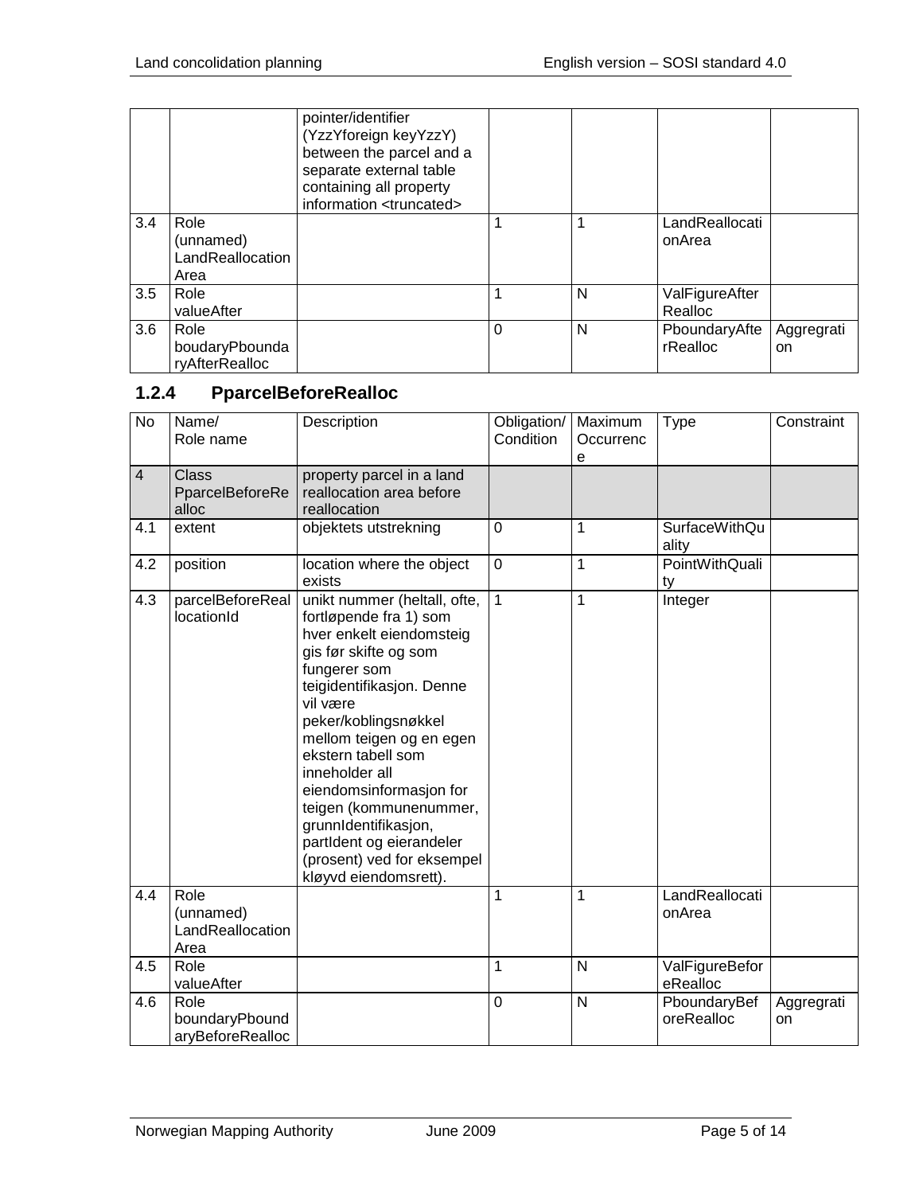|  |  | pointer/identifier (YzzYforeign keyYzzY) between the parcel and a separate external table containing all property information <truncated> |  |  |  |  |
|---|---|---|---|---|---|---|
| 3.4 | Role (unnamed) LandReallocation Area |  | 1 | 1 | LandReallocationArea |  |
| 3.5 | Role valueAfter |  | 1 | N | ValFigureAfterRealloc |  |
| 3.6 | Role boudaryPboundaryAfterRealloc |  | 0 | N | PboundaryAfterRealloc | Aggregration |

### 1.2.4 PparcelBeforeRealloc

| No | Name/ Role name | Description | Obligation/ Condition | Maximum Occurrence | Type | Constraint |
|---|---|---|---|---|---|---|
| 4 | Class PparcelBeforeRealloc | property parcel in a land reallocation area before reallocation |  |  |  |  |
| 4.1 | extent | objektets utstrekning | 0 | 1 | SurfaceWithQuality |  |
| 4.2 | position | location where the object exists | 0 | 1 | PointWithQuality |  |
| 4.3 | parcelBeforeReallocationId | unikt nummer (heltall, ofte, fortløpende fra 1) som hver enkelt eiendomsteig gis før skifte og som fungerer som teigidentifikasjon. Denne vil være peker/koblingsnøkkel mellom teigen og en egen ekstern tabell som inneholder all eiendomsinformasjon for teigen (kommunenummer, grunnIdentifikasjon, partIdent og eierandeler (prosent) ved for eksempel kløyvd eiendomsrett). | 1 | 1 | Integer |  |
| 4.4 | Role (unnamed) LandReallocation Area |  | 1 | 1 | LandReallocationArea |  |
| 4.5 | Role valueAfter |  | 1 | N | ValFigureBeforeRealloc |  |
| 4.6 | Role boundaryPboundaryBeforeRealloc |  | 0 | N | PboundaryBeforeRealloc | Aggregration |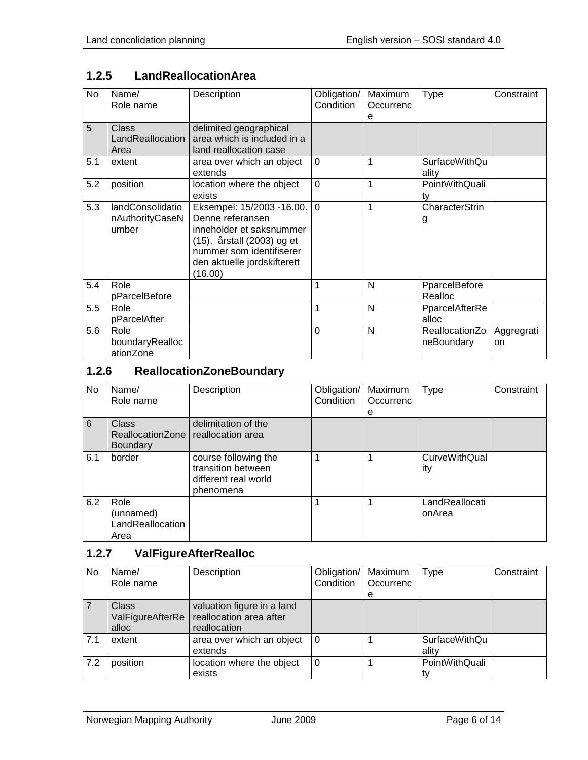### 1.2.5 LandReallocationArea

| No | Name/ Role name | Description | Obligation/ Condition | Maximum Occurrence | Type | Constraint |
|---|---|---|---|---|---|---|
| 5 | Class LandReallocationArea | delimited geographical area which is included in a land reallocation case | | | | |
| 5.1 | extent | area over which an object extends | 0 | 1 | SurfaceWithQuality | |
| 5.2 | position | location where the object exists | 0 | 1 | PointWithQuality | |
| 5.3 | landConsolidationAuthorityCaseNumber | Eksempel: 15/2003 -16.00. Denne referansen inneholder et saksnummer (15), årstall (2003) og et nummer som identifiserer den aktuelle jordskifterett (16.00) | 0 | 1 | CharacterString | |
| 5.4 | Role pParcelBefore | | 1 | N | PparcelBeforeRealloc | |
| 5.5 | Role pParcelAfter | | 1 | N | PparcelAfterRealloc | |
| 5.6 | Role boundaryReallocationZone | | 0 | N | ReallocationZoneBoundary | Aggregration |

### 1.2.6 ReallocationZoneBoundary

| No | Name/ Role name | Description | Obligation/ Condition | Maximum Occurrence | Type | Constraint |
|---|---|---|---|---|---|---|
| 6 | Class ReallocationZoneBoundary | delimitation of the reallocation area | | | | |
| 6.1 | border | course following the transition between different real world phenomena | 1 | 1 | CurveWithQuality | |
| 6.2 | Role (unnamed) LandReallocationArea | | 1 | 1 | LandReallocationArea | |

### 1.2.7 ValFigureAfterRealloc

| No | Name/ Role name | Description | Obligation/ Condition | Maximum Occurrence | Type | Constraint |
|---|---|---|---|---|---|---|
| 7 | Class ValFigureAfterRealloc | valuation figure in a land reallocation area after reallocation | | | | |
| 7.1 | extent | area over which an object extends | 0 | 1 | SurfaceWithQuality | |
| 7.2 | position | location where the object exists | 0 | 1 | PointWithQuality | |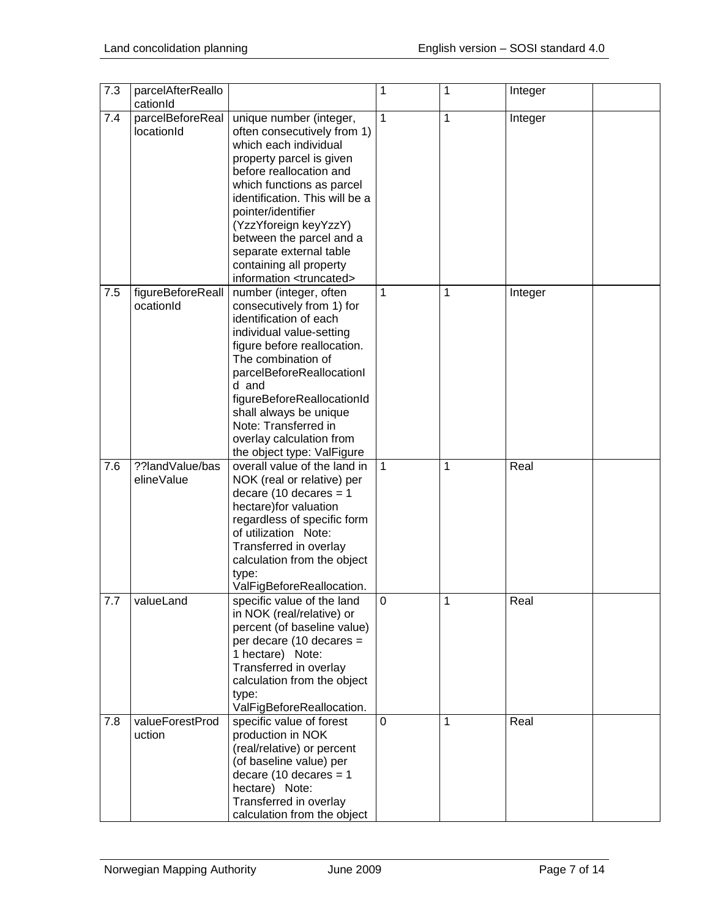| 7.3 | parcelAfterReallocationId | | 1 | 1 | Integer | |
|---|---|---|---|---|---|---|
| 7.4 | parcelBeforeReallocationId | unique number (integer, often consecutively from 1) which each individual property parcel is given before reallocation and which functions as parcel identification. This will be a pointer/identifier (YzzYforeign keyYzzY) between the parcel and a separate external table containing all property information <truncated> | 1 | 1 | Integer | |
| 7.5 | figureBeforeReallocationId | number (integer, often consecutively from 1) for identification of each individual value-setting figure before reallocation. The combination of parcelBeforeReallocationId and figureBeforeReallocationId shall always be unique Note: Transferred in overlay calculation from the object type: ValFigure | 1 | 1 | Integer | |
| 7.6 | ??landValue/baselineValue | overall value of the land in NOK (real or relative) per decare (10 decares = 1 hectare)for valuation regardless of specific form of utilization Note: Transferred in overlay calculation from the object type: ValFigBeforeReallocation. | 1 | 1 | Real | |
| 7.7 | valueLand | specific value of the land in NOK (real/relative) or percent (of baseline value) per decare (10 decares = 1 hectare) Note: Transferred in overlay calculation from the object type: ValFigBeforeReallocation. | 0 | 1 | Real | |
| 7.8 | valueForestProduction | specific value of forest production in NOK (real/relative) or percent (of baseline value) per decare (10 decares = 1 hectare) Note: Transferred in overlay calculation from the object | 0 | 1 | Real | |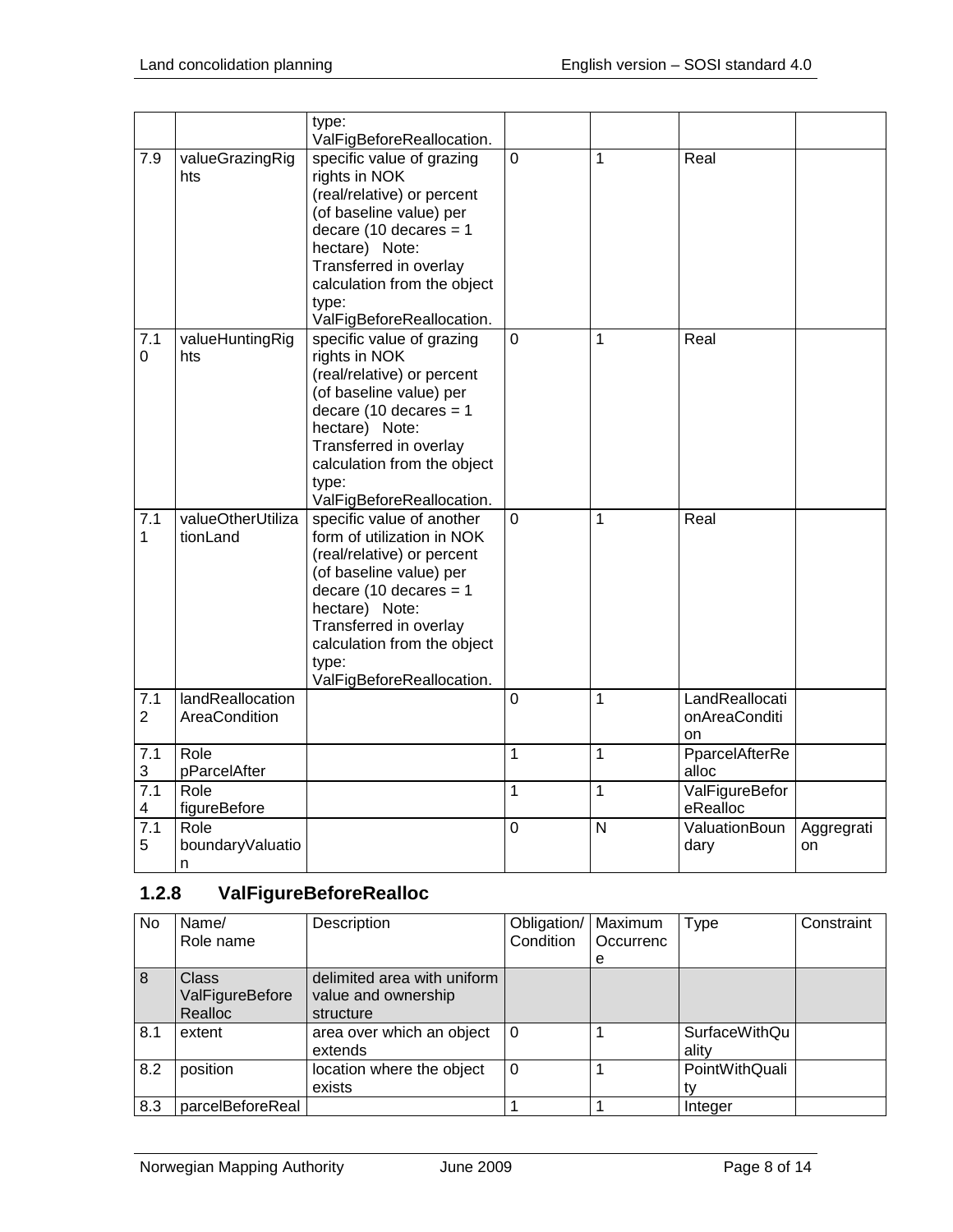| | | type: ValFigBeforeReallocation. | | | | |
|---|---|---|---|---|---|---|
| 7.9 | valueGrazingRights | specific value of grazing rights in NOK (real/relative) or percent (of baseline value) per decare (10 decares = 1 hectare) Note: Transferred in overlay calculation from the object type: ValFigBeforeReallocation. | 0 | 1 | Real | |
| 7.10 | valueHuntingRights | specific value of grazing rights in NOK (real/relative) or percent (of baseline value) per decare (10 decares = 1 hectare) Note: Transferred in overlay calculation from the object type: ValFigBeforeReallocation. | 0 | 1 | Real | |
| 7.11 | valueOtherUtilizationLand | specific value of another form of utilization in NOK (real/relative) or percent (of baseline value) per decare (10 decares = 1 hectare) Note: Transferred in overlay calculation from the object type: ValFigBeforeReallocation. | 0 | 1 | Real | |
| 7.12 | landReallocationAreaCondition | | 0 | 1 | LandReallocationAreaCondition | |
| 7.13 | Role pParcelAfter | | 1 | 1 | PparcelAfterRealloc | |
| 7.14 | Role figureBefore | | 1 | 1 | ValFigureBeforeRealloc | |
| 7.15 | Role boundaryValuation | | 0 | N | ValuationBoundary | Aggregration |

### 1.2.8 ValFigureBeforeRealloc

| No | Name/ Role name | Description | Obligation/ Condition | Maximum Occurrence | Type | Constraint |
|---|---|---|---|---|---|---|
| 8 | Class ValFigureBeforeRealloc | delimited area with uniform value and ownership structure | | | | |
| 8.1 | extent | area over which an object extends | 0 | 1 | SurfaceWithQuality | |
| 8.2 | position | location where the object exists | 0 | 1 | PointWithQuality | |
| 8.3 | parcelBeforeReal | | 1 | 1 | Integer | |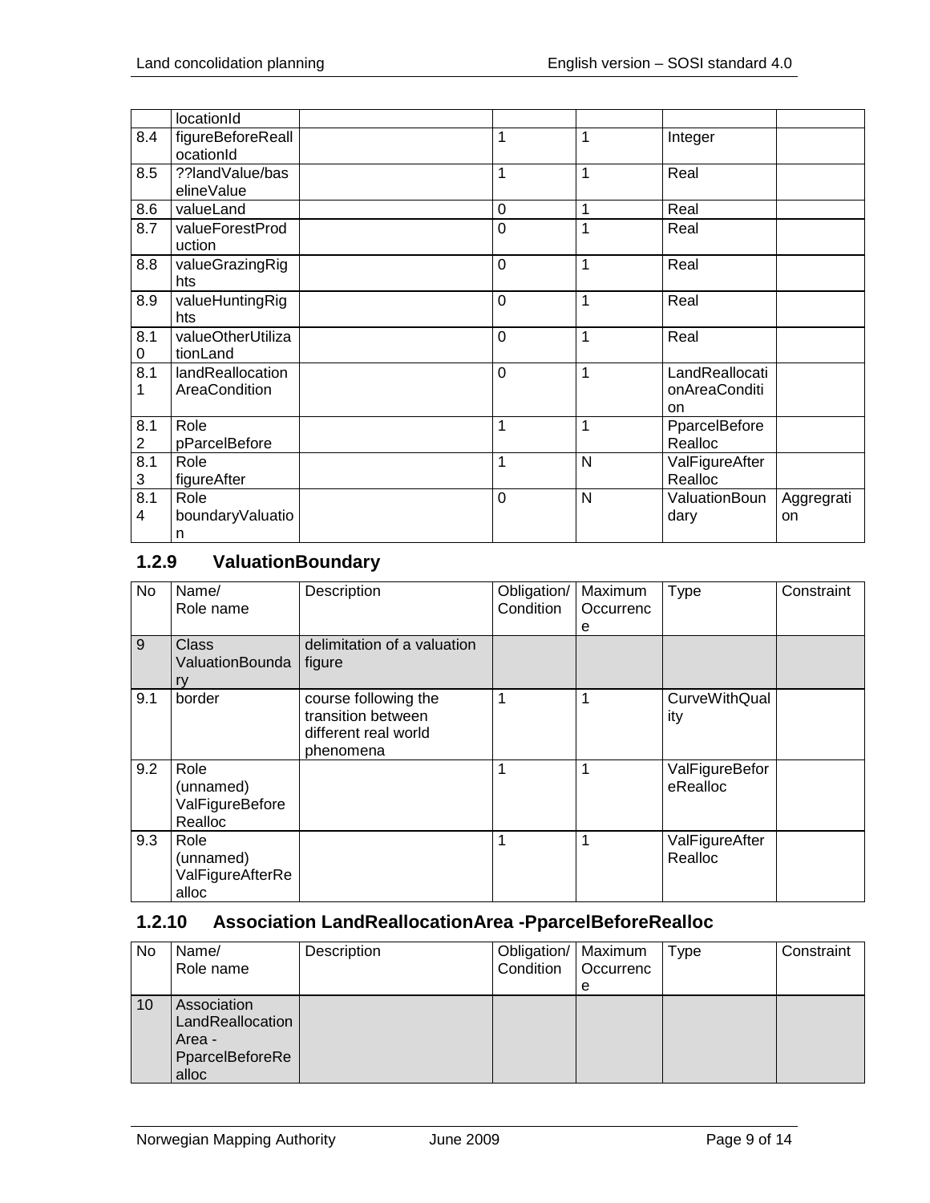| | locationId | | | | | |
|---|---|---|---|---|---|---|
| 8.4 | figureBeforeReallocationId | | 1 | 1 | Integer | |
| 8.5 | ??landValue/baselineValue | | 1 | 1 | Real | |
| 8.6 | valueLand | | 0 | 1 | Real | |
| 8.7 | valueForestProduction | | 0 | 1 | Real | |
| 8.8 | valueGrazingRights | | 0 | 1 | Real | |
| 8.9 | valueHuntingRights | | 0 | 1 | Real | |
| 8.10 | valueOtherUtilizationLand | | 0 | 1 | Real | |
| 8.11 | landReallocationAreaCondition | | 0 | 1 | LandReallocationAreaCondition | |
| 8.12 | Role pParcelBefore | | 1 | 1 | PparcelBeforeRealloc | |
| 8.13 | Role figureAfter | | 1 | N | ValFigureAfterRealloc | |
| 8.14 | Role boundaryValuation | | 0 | N | ValuationBoundary | Aggregration |

### 1.2.9 ValuationBoundary

| No | Name/ Role name | Description | Obligation/ Condition | Maximum Occurrence | Type | Constraint |
|---|---|---|---|---|---|---|
| 9 | Class ValuationBoundary | delimitation of a valuation figure | | | | |
| 9.1 | border | course following the transition between different real world phenomena | 1 | 1 | CurveWithQuality | |
| 9.2 | Role (unnamed) ValFigureBeforeRealloc | | 1 | 1 | ValFigureBeforeRealloc | |
| 9.3 | Role (unnamed) ValFigureAfterRealloc | | 1 | 1 | ValFigureAfterRealloc | |

### 1.2.10 Association LandReallocationArea -PparcelBeforeRealloc

| No | Name/ Role name | Description | Obligation/ Condition | Maximum Occurrence | Type | Constraint |
|---|---|---|---|---|---|---|
| 10 | Association LandReallocationArea - PparcelBeforeRealloc | | | | | |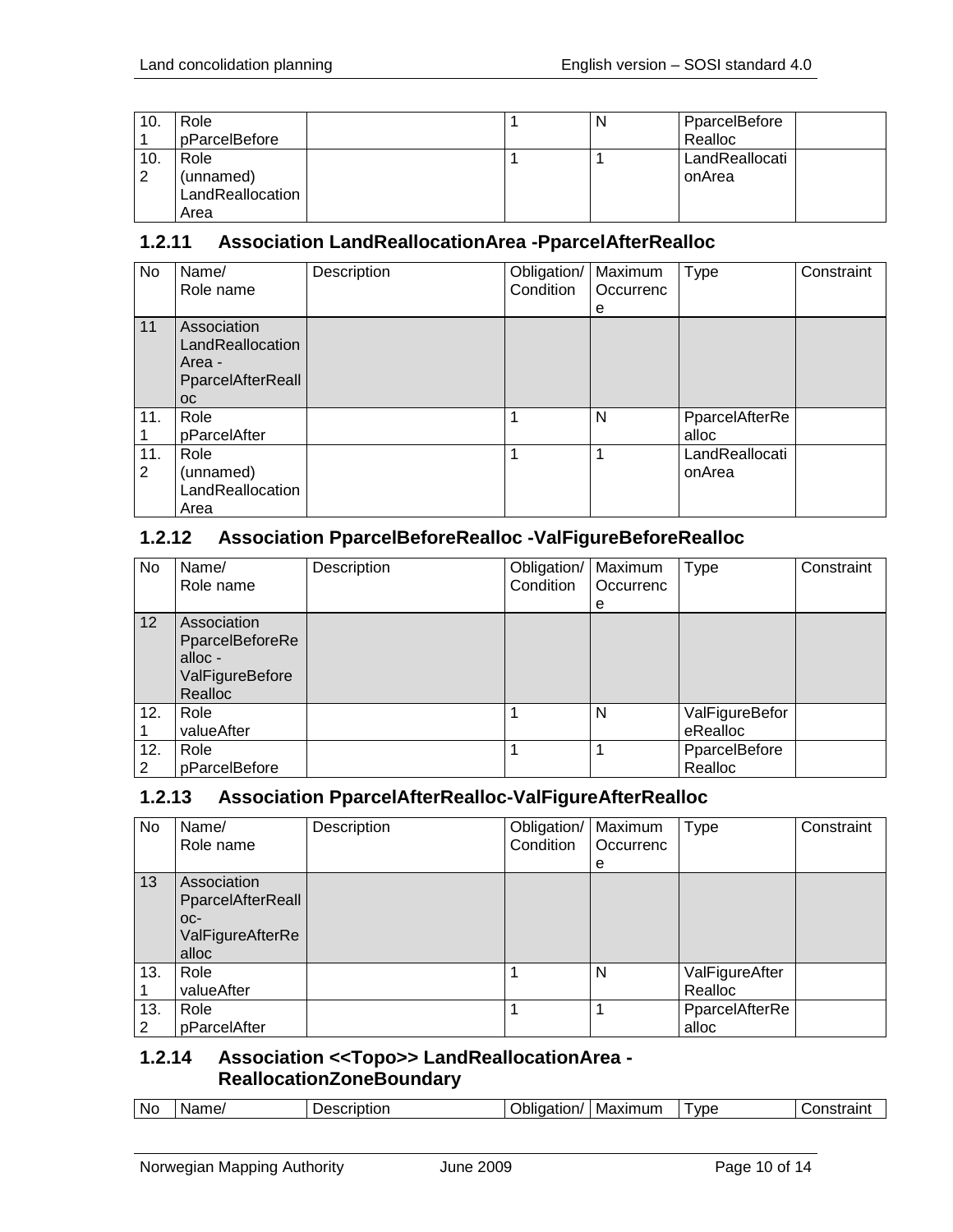| No | Name/ Role name | Description | Obligation/ Condition | Maximum Occurrence | Type | Constraint |
|---|---|---|---|---|---|---|
| 10.1 | Role pParcelBefore | | 1 | N | PparcelBeforeRealloc | |
| 10.2 | Role (unnamed) LandReallocationArea | | 1 | 1 | LandReallocationArea | |

### 1.2.11 Association LandReallocationArea -PparcelAfterRealloc

| No | Name/ Role name | Description | Obligation/ Condition | Maximum Occurrence | Type | Constraint |
|---|---|---|---|---|---|---|
| 11 | Association LandReallocationArea - PparcelAfterRealloc | | | | | |
| 11.1 | Role pParcelAfter | | 1 | N | PparcelAfterRealloc | |
| 11.2 | Role (unnamed) LandReallocationArea | | 1 | 1 | LandReallocationArea | |

### 1.2.12 Association PparcelBeforeRealloc -ValFigureBeforeRealloc

| No | Name/ Role name | Description | Obligation/ Condition | Maximum Occurrence | Type | Constraint |
|---|---|---|---|---|---|---|
| 12 | Association PparcelBeforeRealloc - ValFigureBeforeRealloc | | | | | |
| 12.1 | Role valueAfter | | 1 | N | ValFigureBeforeRealloc | |
| 12.2 | Role pParcelBefore | | 1 | 1 | PparcelBeforeRealloc | |

### 1.2.13 Association PparcelAfterRealloc-ValFigureAfterRealloc

| No | Name/ Role name | Description | Obligation/ Condition | Maximum Occurrence | Type | Constraint |
|---|---|---|---|---|---|---|
| 13 | Association PparcelAfterRealloc- ValFigureAfterRealloc | | | | | |
| 13.1 | Role valueAfter | | 1 | N | ValFigureAfterRealloc | |
| 13.2 | Role pParcelAfter | | 1 | 1 | PparcelAfterRealloc | |

### 1.2.14 Association <<Topo>> LandReallocationArea - ReallocationZoneBoundary

| No | Name/ | Description | Obligation/ | Maximum | Type | Constraint |
|---|---|---|---|---|---|---|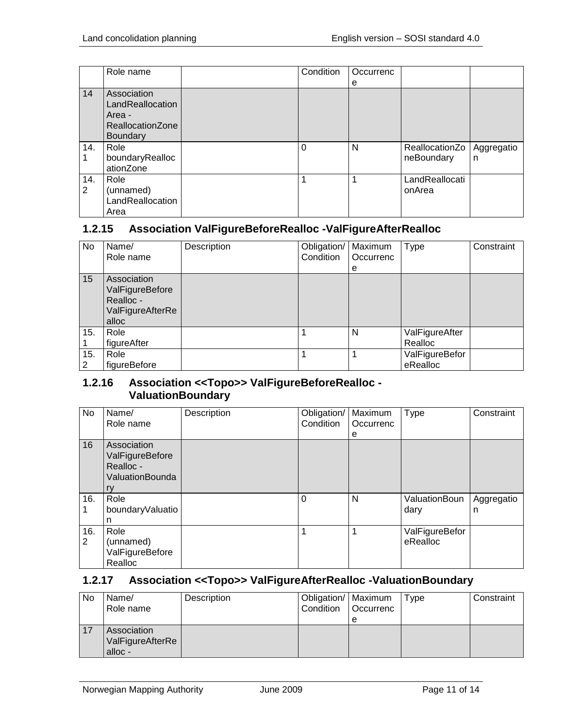| | Role name | | Condition | Occurrence | | |
|---|---|---|---|---|---|---|
| 14 | Association LandReallocationArea - ReallocationZoneBoundary | | | | | |
| 14.1 | Role boundaryReallocationZone | | 0 | N | ReallocationZoneBoundary | Aggregation |
| 14.2 | Role (unnamed) LandReallocationArea | | 1 | 1 | LandReallocationArea | |

### 1.2.15 Association ValFigureBeforeRealloc -ValFigureAfterRealloc

| No | Name/ Role name | Description | Obligation/ Condition | Maximum Occurrence | Type | Constraint |
|---|---|---|---|---|---|---|
| 15 | Association ValFigureBeforeRealloc - ValFigureAfterRealloc | | | | | |
| 15.1 | Role figureAfter | | 1 | N | ValFigureAfterRealloc | |
| 15.2 | Role figureBefore | | 1 | 1 | ValFigureBeforeRealloc | |

### 1.2.16 Association <<Topo>> ValFigureBeforeRealloc - ValuationBoundary

| No | Name/ Role name | Description | Obligation/ Condition | Maximum Occurrence | Type | Constraint |
|---|---|---|---|---|---|---|
| 16 | Association ValFigureBeforeRealloc - ValuationBoundary | | | | | |
| 16.1 | Role boundaryValuation | | 0 | N | ValuationBoundary | Aggregation |
| 16.2 | Role (unnamed) ValFigureBeforeRealloc | | 1 | 1 | ValFigureBeforeRealloc | |

### 1.2.17 Association <<Topo>> ValFigureAfterRealloc -ValuationBoundary

| No | Name/ Role name | Description | Obligation/ Condition | Maximum Occurrence | Type | Constraint |
|---|---|---|---|---|---|---|
| 17 | Association ValFigureAfterRealloc - | | | | | |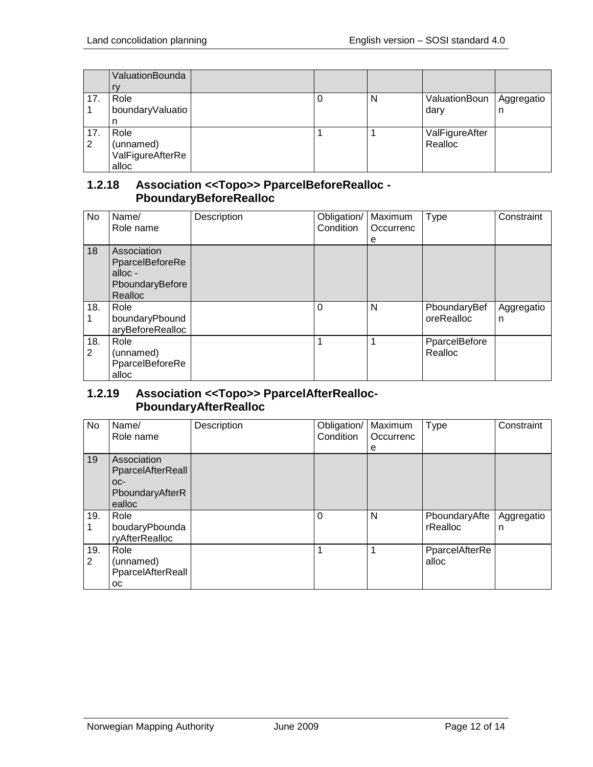| | ValuationBoundary | | | | | |
|---|---|---|---|---|---|---|
| 17.1 | Role boundaryValuation | | 0 | N | ValuationBoundary | Aggregation |
| 17.2 | Role (unnamed) ValFigureAfterRealloc | | 1 | 1 | ValFigureAfterRealloc | |

### 1.2.18 Association <<Topo>> PparcelBeforeRealloc - PboundaryBeforeRealloc

| No | Name/ Role name | Description | Obligation/ Condition | Maximum Occurrence | Type | Constraint |
|---|---|---|---|---|---|---|
| 18 | Association PparcelBeforeRealloc - PboundaryBeforeRealloc | | | | | |
| 18.1 | Role boundaryPboundaryBeforeRealloc | | 0 | N | PboundaryBeforeRealloc | Aggregation |
| 18.2 | Role (unnamed) PparcelBeforeRealloc | | 1 | 1 | PparcelBeforeRealloc | |

### 1.2.19 Association <<Topo>> PparcelAfterRealloc-PboundaryAfterRealloc

| No | Name/ Role name | Description | Obligation/ Condition | Maximum Occurrence | Type | Constraint |
|---|---|---|---|---|---|---|
| 19 | Association PparcelAfterRealloc-PboundaryAfterRealloc | | | | | |
| 19.1 | Role boudaryPboundaryAfterRealloc | | 0 | N | PboundaryAfterRealloc | Aggregation |
| 19.2 | Role (unnamed) PparcelAfterRealloc | | 1 | 1 | PparcelAfterRealloc | |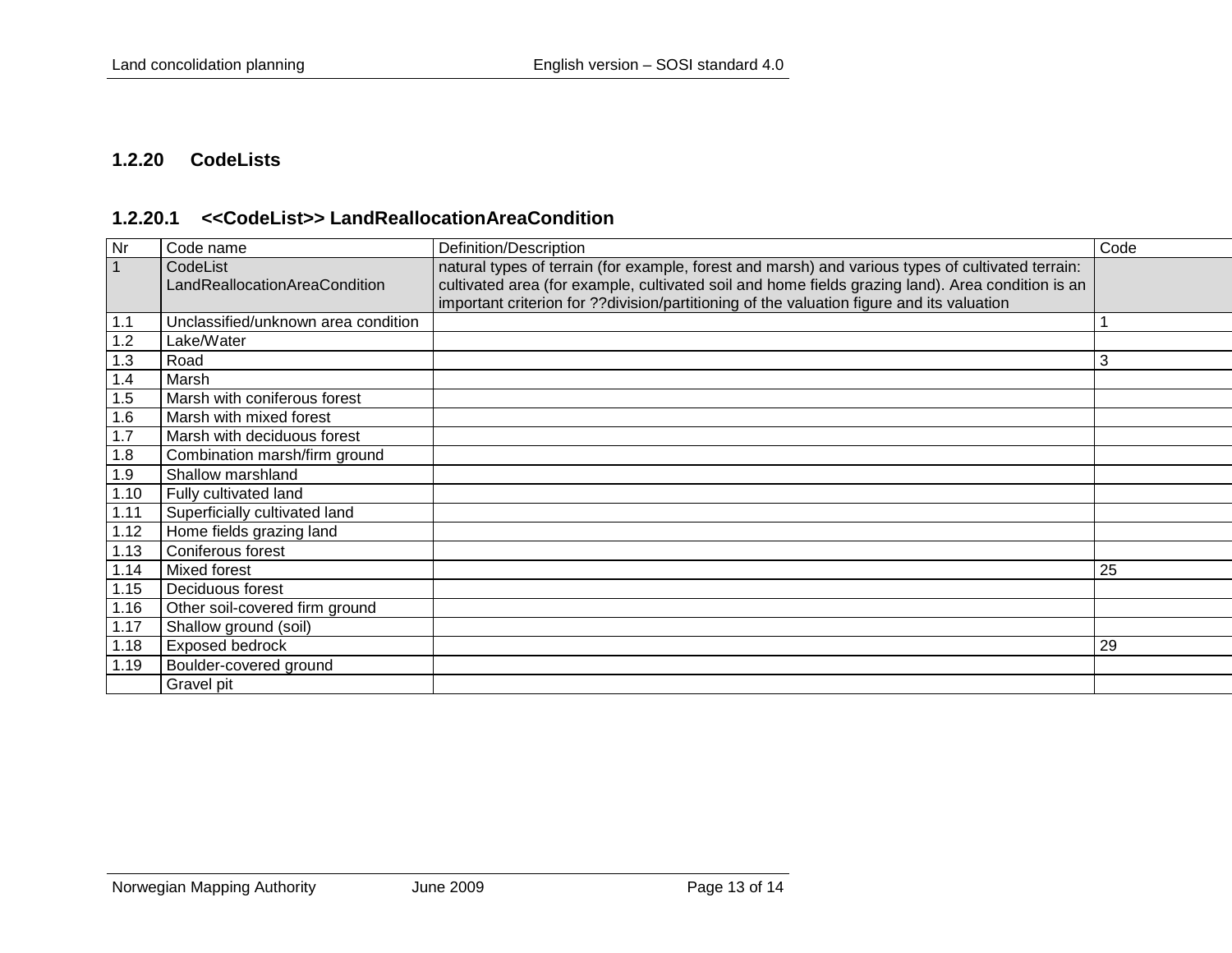### 1.2.20 CodeLists

#### 1.2.20.1 <<CodeList>> LandReallocationAreaCondition

| Nr | Code name | Definition/Description | Code |
|---|---|---|---|
| 1 | CodeList LandReallocationAreaCondition | natural types of terrain (for example, forest and marsh) and various types of cultivated terrain: cultivated area (for example, cultivated soil and home fields grazing land). Area condition is an important criterion for ??division/partitioning of the valuation figure and its valuation | |
| 1.1 | Unclassified/unknown area condition | | 1 |
| 1.2 | Lake/Water | | |
| 1.3 | Road | | 3 |
| 1.4 | Marsh | | |
| 1.5 | Marsh with coniferous forest | | |
| 1.6 | Marsh with mixed forest | | |
| 1.7 | Marsh with deciduous forest | | |
| 1.8 | Combination marsh/firm ground | | |
| 1.9 | Shallow marshland | | |
| 1.10 | Fully cultivated land | | |
| 1.11 | Superficially cultivated land | | |
| 1.12 | Home fields grazing land | | |
| 1.13 | Coniferous forest | | |
| 1.14 | Mixed forest | | 25 |
| 1.15 | Deciduous forest | | |
| 1.16 | Other soil-covered firm ground | | |
| 1.17 | Shallow ground (soil) | | |
| 1.18 | Exposed bedrock | | 29 |
| 1.19 | Boulder-covered ground | | |
| | Gravel pit | | |